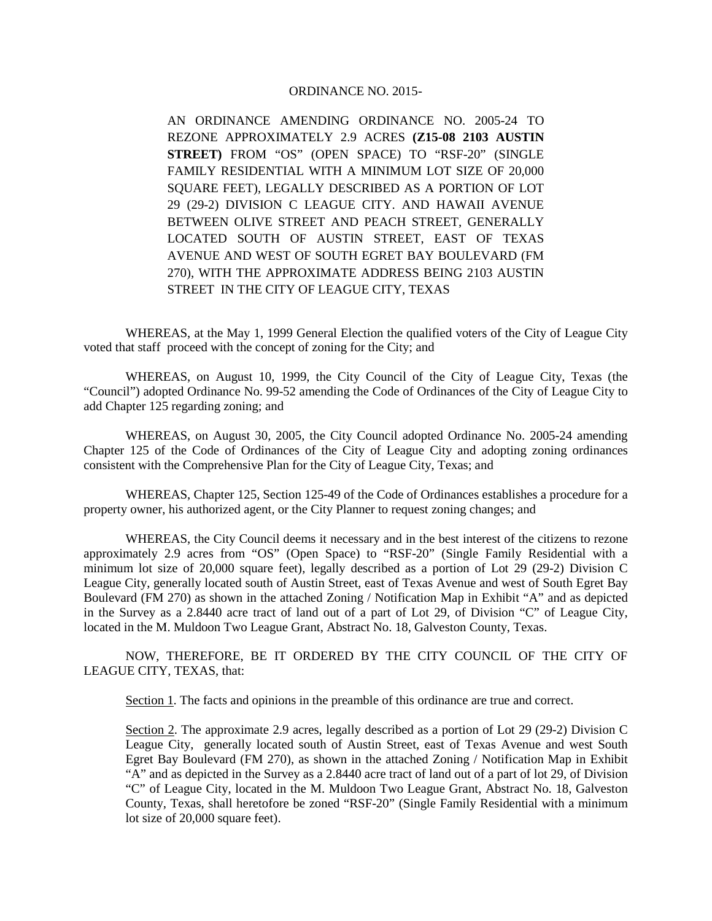ORDINANCE NO. 2015-

AN ORDINANCE AMENDING ORDINANCE NO. 2005-24 TO REZONE APPROXIMATELY 2.9 ACRES **(Z15-08 2103 AUSTIN STREET)** FROM "OS" (OPEN SPACE) TO "RSF-20" (SINGLE FAMILY RESIDENTIAL WITH A MINIMUM LOT SIZE OF 20,000 SQUARE FEET), LEGALLY DESCRIBED AS A PORTION OF LOT 29 (29-2) DIVISION C LEAGUE CITY. AND HAWAII AVENUE BETWEEN OLIVE STREET AND PEACH STREET, GENERALLY LOCATED SOUTH OF AUSTIN STREET, EAST OF TEXAS AVENUE AND WEST OF SOUTH EGRET BAY BOULEVARD (FM 270), WITH THE APPROXIMATE ADDRESS BEING 2103 AUSTIN STREET IN THE CITY OF LEAGUE CITY, TEXAS

WHEREAS, at the May 1, 1999 General Election the qualified voters of the City of League City voted that staff proceed with the concept of zoning for the City; and

WHEREAS, on August 10, 1999, the City Council of the City of League City, Texas (the "Council") adopted Ordinance No. 99-52 amending the Code of Ordinances of the City of League City to add Chapter 125 regarding zoning; and

WHEREAS, on August 30, 2005, the City Council adopted Ordinance No. 2005-24 amending Chapter 125 of the Code of Ordinances of the City of League City and adopting zoning ordinances consistent with the Comprehensive Plan for the City of League City, Texas; and

WHEREAS, Chapter 125, Section 125-49 of the Code of Ordinances establishes a procedure for a property owner, his authorized agent, or the City Planner to request zoning changes; and

WHEREAS, the City Council deems it necessary and in the best interest of the citizens to rezone approximately 2.9 acres from "OS" (Open Space) to "RSF-20" (Single Family Residential with a minimum lot size of 20,000 square feet), legally described as a portion of Lot 29 (29-2) Division C League City, generally located south of Austin Street, east of Texas Avenue and west of South Egret Bay Boulevard (FM 270) as shown in the attached Zoning / Notification Map in Exhibit "A" and as depicted in the Survey as a 2.8440 acre tract of land out of a part of Lot 29, of Division "C" of League City, located in the M. Muldoon Two League Grant, Abstract No. 18, Galveston County, Texas.

NOW, THEREFORE, BE IT ORDERED BY THE CITY COUNCIL OF THE CITY OF LEAGUE CITY, TEXAS, that:

Section 1. The facts and opinions in the preamble of this ordinance are true and correct.

Section 2. The approximate 2.9 acres, legally described as a portion of Lot 29 (29-2) Division C League City, generally located south of Austin Street, east of Texas Avenue and west South Egret Bay Boulevard (FM 270), as shown in the attached Zoning / Notification Map in Exhibit "A" and as depicted in the Survey as a 2.8440 acre tract of land out of a part of lot 29, of Division "C" of League City, located in the M. Muldoon Two League Grant, Abstract No. 18, Galveston County, Texas, shall heretofore be zoned "RSF-20" (Single Family Residential with a minimum lot size of 20,000 square feet).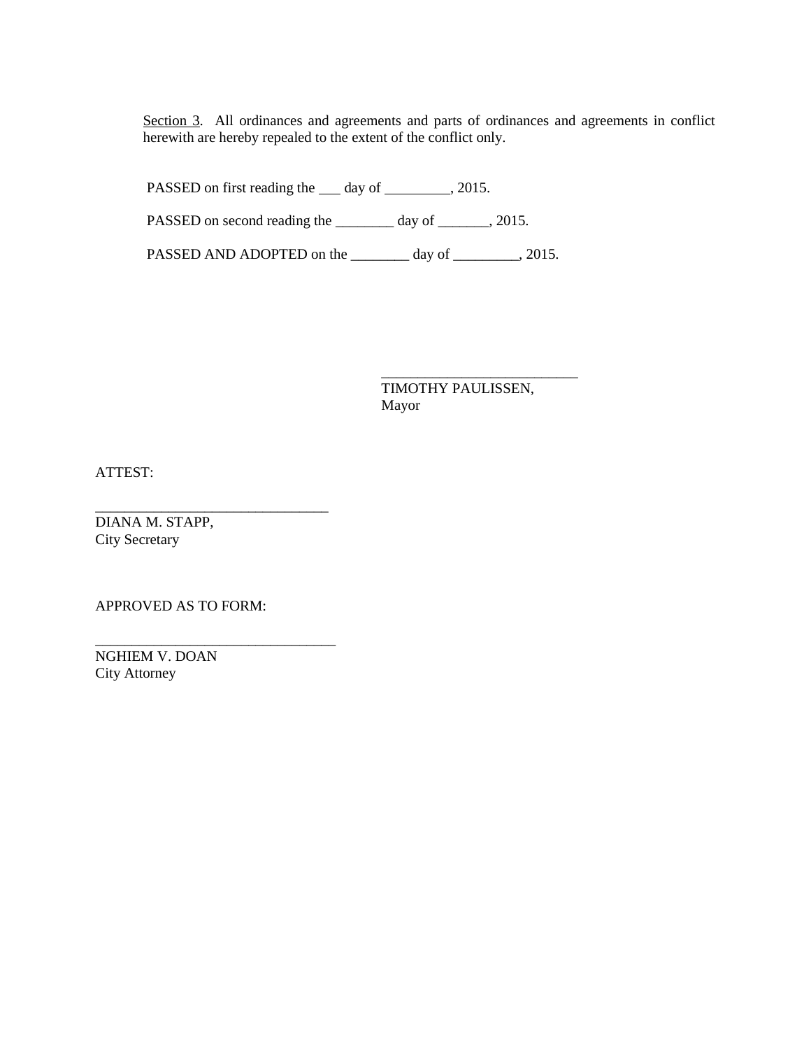Section 3. All ordinances and agreements and parts of ordinances and agreements in conflict herewith are hereby repealed to the extent of the conflict only.

PASSED on first reading the ___ day of _________, 2015.

PASSED on second reading the ________ day of _______, 2015.

PASSED AND ADOPTED on the ________ day of _________, 2015.

___________________________
TIMOTHY PAULISSEN,
Mayor

ATTEST:

_________________________________
DIANA M. STAPP,
City Secretary

APPROVED AS TO FORM:

_________________________________
NGHIEM V. DOAN
City Attorney